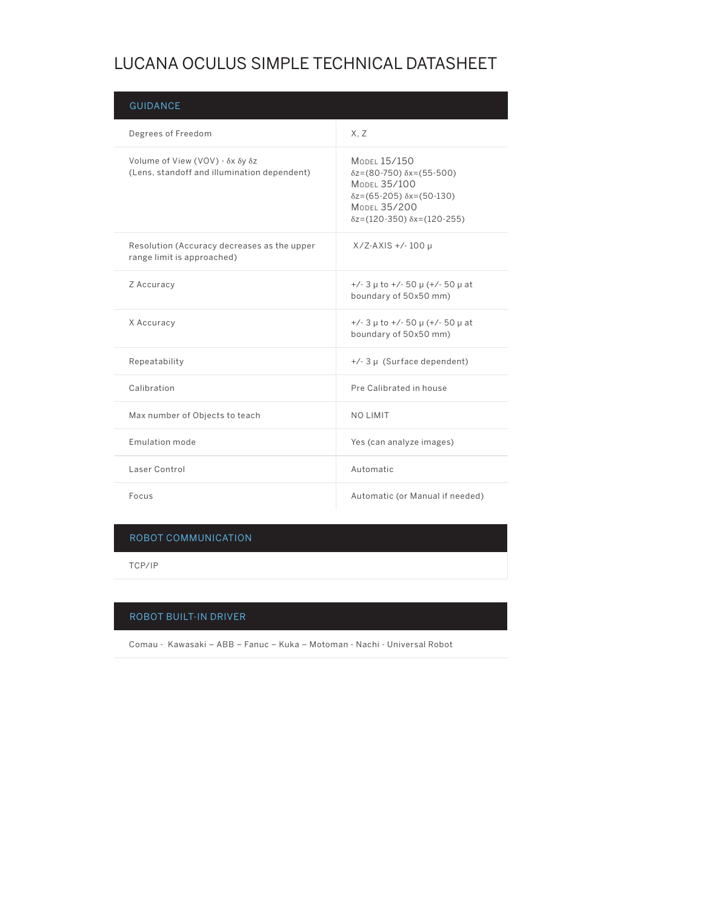# LUCANA OCULUS SIMPLE TECHNICAL DATASHEET

## GUIDANCE

| | |
|---|---|
| Degrees of Freedom | X, Z |
| Volume of View (VOV) - $\delta x$ $\delta y$ $\delta z$ (Lens, standoff and illumination dependent) | MODEL 15/150 $\delta z$=(80-750) $\delta x$=(55-500) MODEL 35/100 $\delta z$=(65-205) $\delta x$=(50-130) MODEL 35/200 $\delta z$=(120-350) $\delta x$=(120-255) |
| Resolution (Accuracy decreases as the upper range limit is approached) | X/Z-AXIS +/- 100 μ |
| Z Accuracy | +/- 3 μ to +/- 50 μ (+/- 50 μ at boundary of 50x50 mm) |
| X Accuracy | +/- 3 μ to +/- 50 μ (+/- 50 μ at boundary of 50x50 mm) |
| Repeatability | +/- 3 μ (Surface dependent) |
| Calibration | Pre Calibrated in house |
| Max number of Objects to teach | NO LIMIT |
| Emulation mode | Yes (can analyze images) |
| Laser Control | Automatic |
| Focus | Automatic (or Manual if needed) |

## ROBOT COMMUNICATION

TCP/IP

## ROBOT BUILT-IN DRIVER

Comau - Kawasaki – ABB – Fanuc – Kuka – Motoman - Nachi - Universal Robot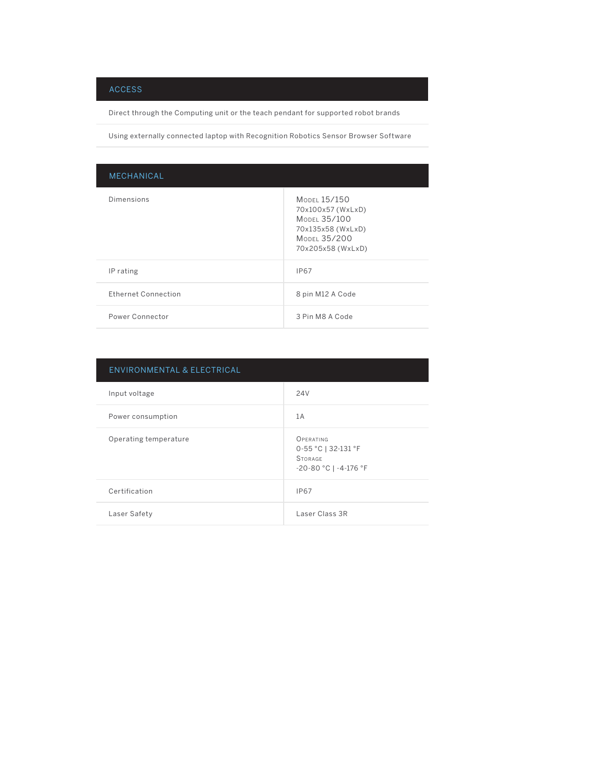## ACCESS

Direct through the Computing unit or the teach pendant for supported robot brands

Using externally connected laptop with Recognition Robotics Sensor Browser Software

## MECHANICAL

| | |
|---|---|
| Dimensions | MODEL 15/150<br>70x100x57 (WxLxD)<br>MODEL 35/100<br>70x135x58 (WxLxD)<br>MODEL 35/200<br>70x205x58 (WxLxD) |
| IP rating | IP67 |
| Ethernet Connection | 8 pin M12 A Code |
| Power Connector | 3 Pin M8 A Code |

## ENVIRONMENTAL & ELECTRICAL

| | |
|---|---|
| Input voltage | 24V |
| Power consumption | 1A |
| Operating temperature | OPERATING<br>0-55 °C \| 32-131 °F<br>STORAGE<br>-20-80 °C \| -4-176 °F |
| Certification | IP67 |
| Laser Safety | Laser Class 3R |